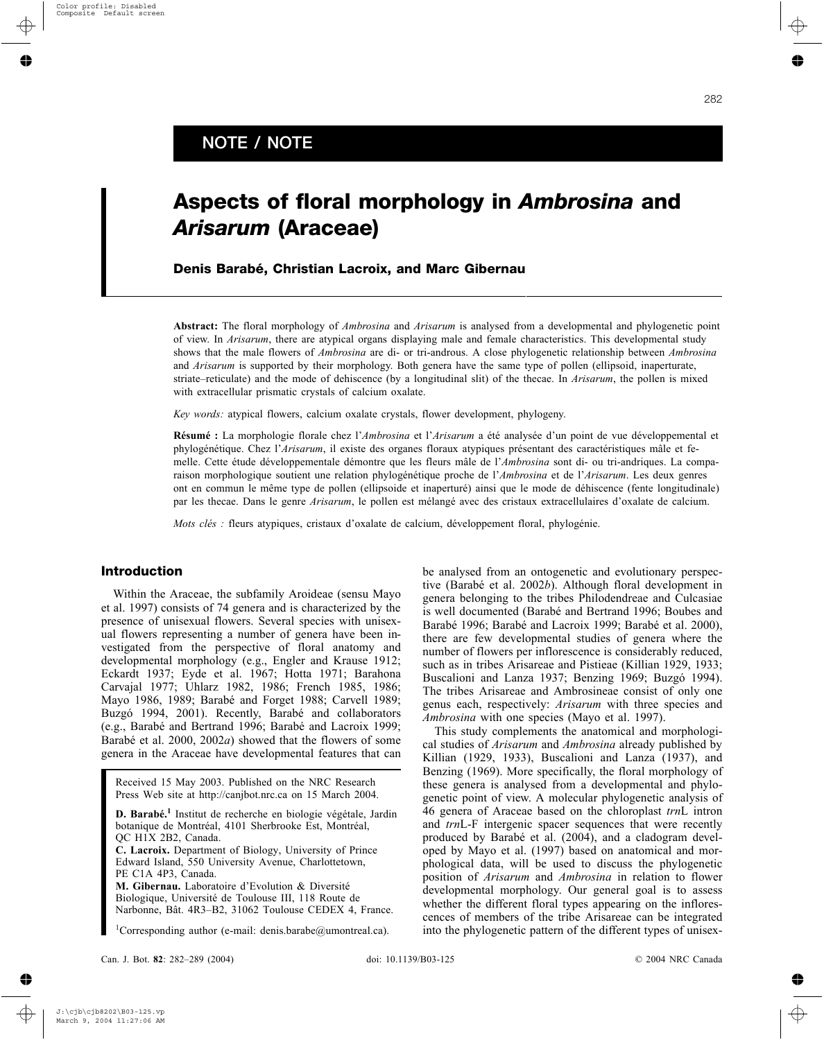NOTE / NOTE

# Aspects of floral morphology in *Ambrosina* and *Arisarum* (Araceae)

**Denis Barabé, Christian Lacroix, and Marc Gibernau**

**Abstract:** The floral morphology of *Ambrosina* and *Arisarum* is analysed from a developmental and phylogenetic point of view. In *Arisarum*, there are atypical organs displaying male and female characteristics. This developmental study shows that the male flowers of *Ambrosina* are di- or tri-androus. A close phylogenetic relationship between *Ambrosina* and *Arisarum* is supported by their morphology. Both genera have the same type of pollen (ellipsoid, inaperturate, striate–reticulate) and the mode of dehiscence (by a longitudinal slit) of the thecae. In *Arisarum*, the pollen is mixed with extracellular prismatic crystals of calcium oxalate.

*Key words:* atypical flowers, calcium oxalate crystals, flower development, phylogeny.

**Résumé :** La morphologie florale chez l'*Ambrosina* et l'*Arisarum* a été analysée d'un point de vue développemental et phylogénétique. Chez l'*Arisarum*, il existe des organes floraux atypiques présentant des caractéristiques mâle et femelle. Cette étude développementale démontre que les fleurs mâle de l'*Ambrosina* sont di- ou tri-andriques. La comparaison morphologique soutient une relation phylogénétique proche de l'*Ambrosina* et de l'*Arisarum*. Les deux genres ont en commun le même type de pollen (ellipsoide et inaperturé) ainsi que le mode de déhiscence (fente longitudinale) par les thecae. Dans le genre *Arisarum*, le pollen est mélangé avec des cristaux extracellulaires d'oxalate de calcium.

*Mots clés :* fleurs atypiques, cristaux d'oxalate de calcium, développement floral, phylogénie.

## Introduction

Within the Araceae, the subfamily Aroideae (sensu Mayo et al. 1997) consists of 74 genera and is characterized by the presence of unisexual flowers. Several species with unisexual flowers representing a number of genera have been investigated from the perspective of floral anatomy and developmental morphology (e.g., Engler and Krause 1912; Eckardt 1937; Eyde et al. 1967; Hotta 1971; Barahona Carvajal 1977; Uhlarz 1982, 1986; French 1985, 1986; Mayo 1986, 1989; Barabé and Forget 1988; Carvell 1989; Buzgó 1994, 2001). Recently, Barabé and collaborators (e.g., Barabé and Bertrand 1996; Barabé and Lacroix 1999; Barabé et al. 2000, 2002*a*) showed that the flowers of some genera in the Araceae have developmental features that can be analysed from an ontogenetic and evolutionary perspective (Barabé et al. 2002*b*). Although floral development in genera belonging to the tribes Philodendreae and Culcasiae is well documented (Barabé and Bertrand 1996; Boubes and Barabé 1996; Barabé and Lacroix 1999; Barabé et al. 2000), there are few developmental studies of genera where the number of flowers per inflorescence is considerably reduced, such as in tribes Arisareae and Pistieae (Killian 1929, 1933; Buscalioni and Lanza 1937; Benzing 1969; Buzgó 1994). The tribes Arisareae and Ambrosineae consist of only one genus each, respectively: *Arisarum* with three species and *Ambrosina* with one species (Mayo et al. 1997).

This study complements the anatomical and morphological studies of *Arisarum* and *Ambrosina* already published by Killian (1929, 1933), Buscalioni and Lanza (1937), and Benzing (1969). More specifically, the floral morphology of these genera is analysed from a developmental and phylogenetic point of view. A molecular phylogenetic analysis of 46 genera of Araceae based on the chloroplast *trn*L intron and *trn*L-F intergenic spacer sequences that were recently produced by Barabé et al. (2004), and a cladogram developed by Mayo et al. (1997) based on anatomical and morphological data, will be used to discuss the phylogenetic position of *Arisarum* and *Ambrosina* in relation to flower developmental morphology. Our general goal is to assess whether the different floral types appearing on the inflorescences of members of the tribe Arisareae can be integrated into the phylogenetic pattern of the different types of unisex-

Received 15 May 2003. Published on the NRC Research Press Web site at http://canjbot.nrc.ca on 15 March 2004.

**D. Barabé.**[1] Institut de recherche en biologie végétale, Jardin botanique de Montréal, 4101 Sherbrooke Est, Montréal, QC H1X 2B2, Canada.
**C. Lacroix.** Department of Biology, University of Prince Edward Island, 550 University Avenue, Charlottetown, PE C1A 4P3, Canada.
**M. Gibernau.** Laboratoire d'Evolution & Diversité Biologique, Université de Toulouse III, 118 Route de Narbonne, Bât. 4R3–B2, 31062 Toulouse CEDEX 4, France.

[1]Corresponding author (e-mail: denis.barabe@umontreal.ca).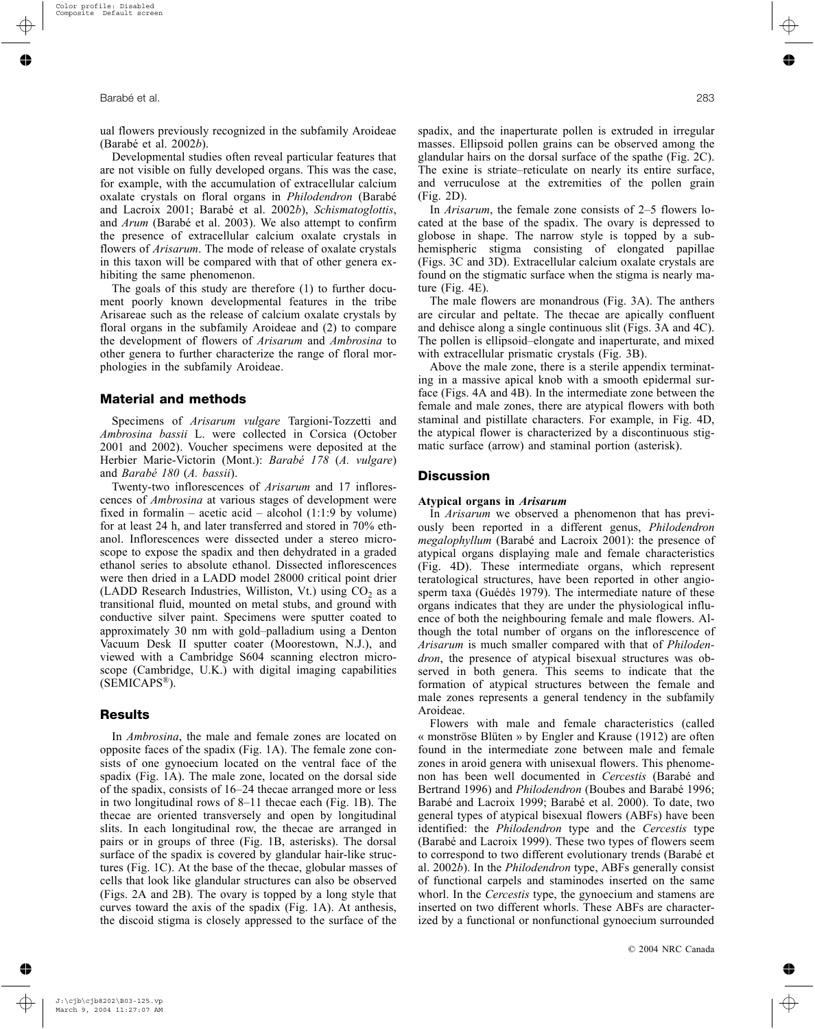ual flowers previously recognized in the subfamily Aroideae (Barabé et al. 2002*b*).

Developmental studies often reveal particular features that are not visible on fully developed organs. This was the case, for example, with the accumulation of extracellular calcium oxalate crystals on floral organs in *Philodendron* (Barabé and Lacroix 2001; Barabé et al. 2002*b*), *Schismatoglottis*, and *Arum* (Barabé et al. 2003). We also attempt to confirm the presence of extracellular calcium oxalate crystals in flowers of *Arisarum*. The mode of release of oxalate crystals in this taxon will be compared with that of other genera exhibiting the same phenomenon.

The goals of this study are therefore (1) to further document poorly known developmental features in the tribe Arisareae such as the release of calcium oxalate crystals by floral organs in the subfamily Aroideae and (2) to compare the development of flowers of *Arisarum* and *Ambrosina* to other genera to further characterize the range of floral morphologies in the subfamily Aroideae.

## Material and methods

Specimens of *Arisarum vulgare* Targioni-Tozzetti and *Ambrosina bassii* L. were collected in Corsica (October 2001 and 2002). Voucher specimens were deposited at the Herbier Marie-Victorin (Mont.): *Barabé 178* (*A. vulgare*) and *Barabé 180* (*A. bassii*).

Twenty-two inflorescences of *Arisarum* and 17 inflorescences of *Ambrosina* at various stages of development were fixed in formalin – acetic acid – alcohol (1:1:9 by volume) for at least 24 h, and later transferred and stored in 70% ethanol. Inflorescences were dissected under a stereo microscope to expose the spadix and then dehydrated in a graded ethanol series to absolute ethanol. Dissected inflorescences were then dried in a LADD model 28000 critical point drier (LADD Research Industries, Williston, Vt.) using $CO_2$ as a transitional fluid, mounted on metal stubs, and ground with conductive silver paint. Specimens were sputter coated to approximately 30 nm with gold–palladium using a Denton Vacuum Desk II sputter coater (Moorestown, N.J.), and viewed with a Cambridge S604 scanning electron microscope (Cambridge, U.K.) with digital imaging capabilities (SEMICAPS®).

## Results

In *Ambrosina*, the male and female zones are located on opposite faces of the spadix (Fig. 1A). The female zone consists of one gynoecium located on the ventral face of the spadix (Fig. 1A). The male zone, located on the dorsal side of the spadix, consists of 16–24 thecae arranged more or less in two longitudinal rows of 8–11 thecae each (Fig. 1B). The thecae are oriented transversely and open by longitudinal slits. In each longitudinal row, the thecae are arranged in pairs or in groups of three (Fig. 1B, asterisks). The dorsal surface of the spadix is covered by glandular hair-like structures (Fig. 1C). At the base of the thecae, globular masses of cells that look like glandular structures can also be observed (Figs. 2A and 2B). The ovary is topped by a long style that curves toward the axis of the spadix (Fig. 1A). At anthesis, the discoid stigma is closely appressed to the surface of the spadix, and the inaperturate pollen is extruded in irregular masses. Ellipsoid pollen grains can be observed among the glandular hairs on the dorsal surface of the spathe (Fig. 2C). The exine is striate–reticulate on nearly its entire surface, and verruculose at the extremities of the pollen grain (Fig. 2D).

In *Arisarum*, the female zone consists of 2–5 flowers located at the base of the spadix. The ovary is depressed to globose in shape. The narrow style is topped by a subhemispheric stigma consisting of elongated papillae (Figs. 3C and 3D). Extracellular calcium oxalate crystals are found on the stigmatic surface when the stigma is nearly mature (Fig. 4E).

The male flowers are monandrous (Fig. 3A). The anthers are circular and peltate. The thecae are apically confluent and dehisce along a single continuous slit (Figs. 3A and 4C). The pollen is ellipsoid–elongate and inaperturate, and mixed with extracellular prismatic crystals (Fig. 3B).

Above the male zone, there is a sterile appendix terminating in a massive apical knob with a smooth epidermal surface (Figs. 4A and 4B). In the intermediate zone between the female and male zones, there are atypical flowers with both staminal and pistillate characters. For example, in Fig. 4D, the atypical flower is characterized by a discontinuous stigmatic surface (arrow) and staminal portion (asterisk).

## Discussion

### Atypical organs in *Arisarum*

In *Arisarum* we observed a phenomenon that has previously been reported in a different genus, *Philodendron megalophyllum* (Barabé and Lacroix 2001): the presence of atypical organs displaying male and female characteristics (Fig. 4D). These intermediate organs, which represent teratological structures, have been reported in other angiosperm taxa (Guédès 1979). The intermediate nature of these organs indicates that they are under the physiological influence of both the neighbouring female and male flowers. Although the total number of organs on the inflorescence of *Arisarum* is much smaller compared with that of *Philodendron*, the presence of atypical bisexual structures was observed in both genera. This seems to indicate that the formation of atypical structures between the female and male zones represents a general tendency in the subfamily Aroideae.

Flowers with male and female characteristics (called « monströse Blüten » by Engler and Krause (1912) are often found in the intermediate zone between male and female zones in aroid genera with unisexual flowers. This phenomenon has been well documented in *Cercestis* (Barabé and Bertrand 1996) and *Philodendron* (Boubes and Barabé 1996; Barabé and Lacroix 1999; Barabé et al. 2000). To date, two general types of atypical bisexual flowers (ABFs) have been identified: the *Philodendron* type and the *Cercestis* type (Barabé and Lacroix 1999). These two types of flowers seem to correspond to two different evolutionary trends (Barabé et al. 2002*b*). In the *Philodendron* type, ABFs generally consist of functional carpels and staminodes inserted on the same whorl. In the *Cercestis* type, the gynoecium and stamens are inserted on two different whorls. These ABFs are characterized by a functional or nonfunctional gynoecium surrounded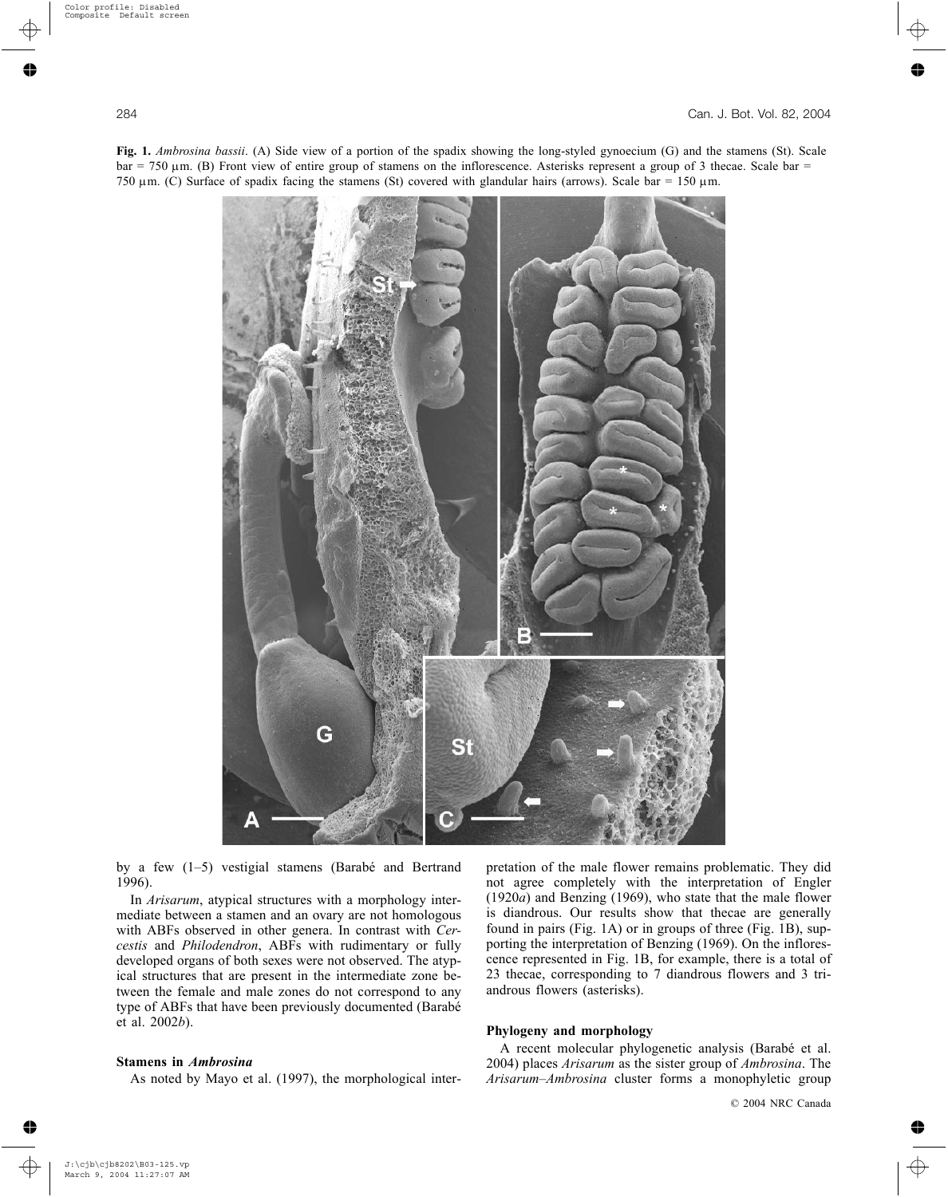**Fig. 1.** *Ambrosina bassii*. (A) Side view of a portion of the spadix showing the long-styled gynoecium (G) and the stamens (St). Scale bar = 750 μm. (B) Front view of entire group of stamens on the inflorescence. Asterisks represent a group of 3 thecae. Scale bar = 750 μm. (C) Surface of spadix facing the stamens (St) covered with glandular hairs (arrows). Scale bar = 150 μm.

by a few (1–5) vestigial stamens (Barabé and Bertrand 1996).

In *Arisarum*, atypical structures with a morphology intermediate between a stamen and an ovary are not homologous with ABFs observed in other genera. In contrast with *Cercestis* and *Philodendron*, ABFs with rudimentary or fully developed organs of both sexes were not observed. The atypical structures that are present in the intermediate zone between the female and male zones do not correspond to any type of ABFs that have been previously documented (Barabé et al. 2002*b*).

### Stamens in *Ambrosina*

As noted by Mayo et al. (1997), the morphological interpretation of the male flower remains problematic. They did not agree completely with the interpretation of Engler (1920*a*) and Benzing (1969), who state that the male flower is diandrous. Our results show that thecae are generally found in pairs (Fig. 1A) or in groups of three (Fig. 1B), supporting the interpretation of Benzing (1969). On the inflorescence represented in Fig. 1B, for example, there is a total of 23 thecae, corresponding to 7 diandrous flowers and 3 triandrous flowers (asterisks).

### Phylogeny and morphology

A recent molecular phylogenetic analysis (Barabé et al. 2004) places *Arisarum* as the sister group of *Ambrosina*. The *Arisarum*–*Ambrosina* cluster forms a monophyletic group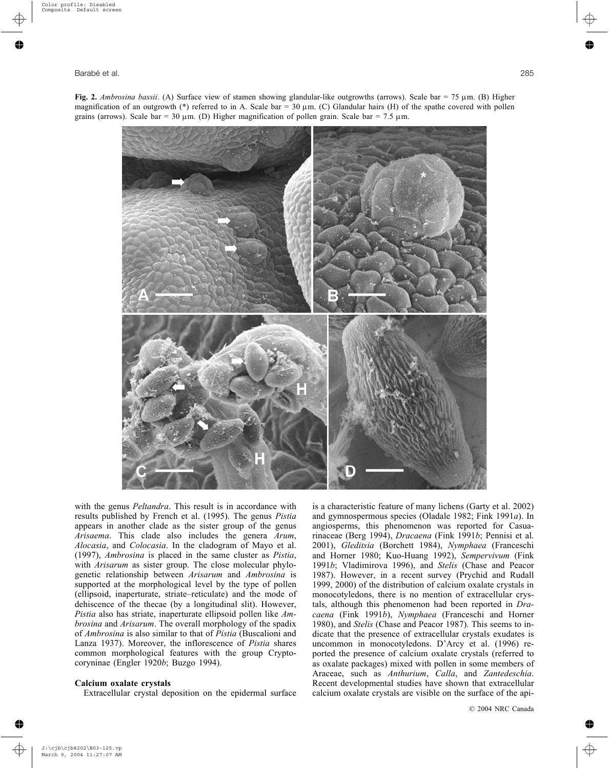**Fig. 2.** *Ambrosina bassii*. (A) Surface view of stamen showing glandular-like outgrowths (arrows). Scale bar = 75 μm. (B) Higher magnification of an outgrowth (*) referred to in A. Scale bar = 30 μm. (C) Glandular hairs (H) of the spathe covered with pollen grains (arrows). Scale bar = 30 μm. (D) Higher magnification of pollen grain. Scale bar = 7.5 μm.

with the genus *Peltandra*. This result is in accordance with results published by French et al. (1995). The genus *Pistia* appears in another clade as the sister group of the genus *Arisaema*. This clade also includes the genera *Arum*, *Alocasia*, and *Colocasia*. In the cladogram of Mayo et al. (1997), *Ambrosina* is placed in the same cluster as *Pistia*, with *Arisarum* as sister group. The close molecular phylogenetic relationship between *Arisarum* and *Ambrosina* is supported at the morphological level by the type of pollen (ellipsoid, inaperturate, striate–reticulate) and the mode of dehiscence of the thecae (by a longitudinal slit). However, *Pistia* also has striate, inaperturate ellipsoid pollen like *Ambrosina* and *Arisarum*. The overall morphology of the spadix of *Ambrosina* is also similar to that of *Pistia* (Buscalioni and Lanza 1937). Moreover, the inflorescence of *Pistia* shares common morphological features with the group Cryptocoryninae (Engler 1920*b*; Buzgo 1994).

### Calcium oxalate crystals

Extracellular crystal deposition on the epidermal surface is a characteristic feature of many lichens (Garty et al. 2002) and gymnospermous species (Oladale 1982; Fink 1991*a*). In angiosperms, this phenomenon was reported for Casuarinaceae (Berg 1994), *Dracaena* (Fink 1991*b*; Pennisi et al. 2001), *Gleditsia* (Borchett 1984), *Nymphaea* (Franceschi and Horner 1980; Kuo-Huang 1992), *Sempervivum* (Fink 1991*b*; Vladimirova 1996), and *Stelis* (Chase and Peacor 1987). However, in a recent survey (Prychid and Rudall 1999, 2000) of the distribution of calcium oxalate crystals in monocotyledons, there is no mention of extracellular crystals, although this phenomenon had been reported in *Dracaena* (Fink 1991*b*), *Nymphaea* (Franceschi and Horner 1980), and *Stelis* (Chase and Peacor 1987). This seems to indicate that the presence of extracellular crystals exudates is uncommon in monocotyledons. D'Arcy et al. (1996) reported the presence of calcium oxalate crystals (referred to as oxalate packages) mixed with pollen in some members of Araceae, such as *Anthurium*, *Calla*, and *Zantedeschia*. Recent developmental studies have shown that extracellular calcium oxalate crystals are visible on the surface of the api-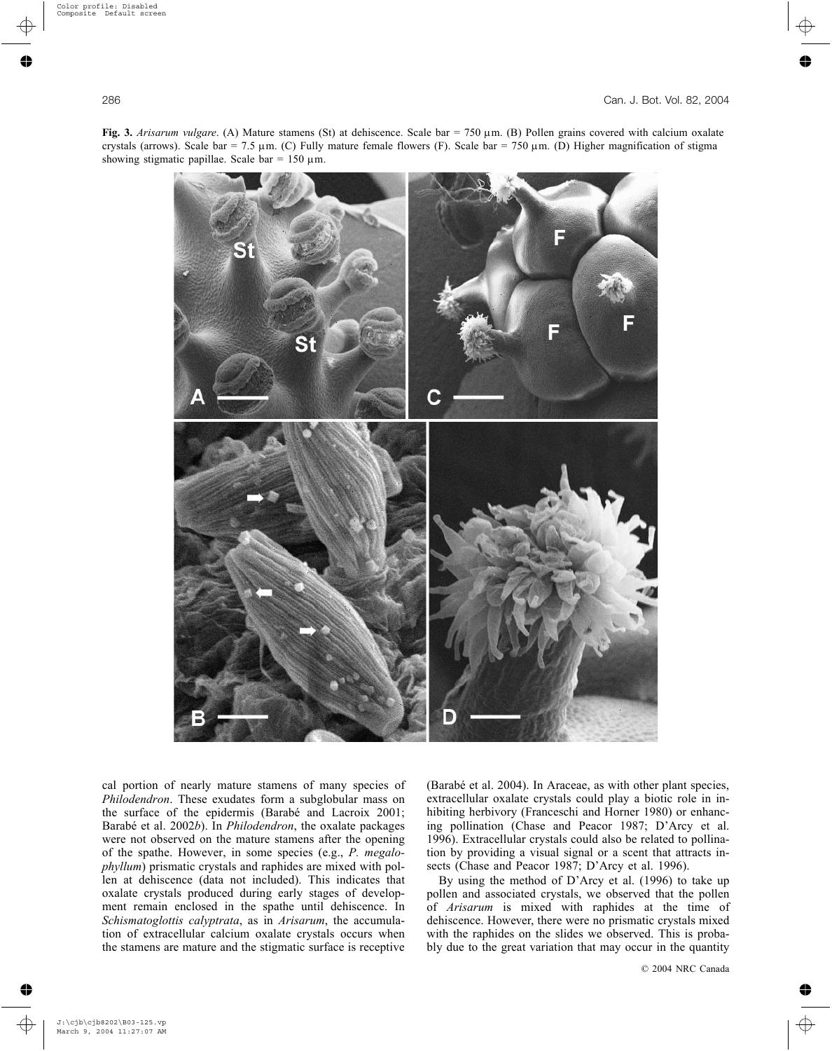**Fig. 3.** *Arisarum vulgare*. (A) Mature stamens (St) at dehiscence. Scale bar = 750 µm. (B) Pollen grains covered with calcium oxalate crystals (arrows). Scale bar = 7.5 µm. (C) Fully mature female flowers (F). Scale bar = 750 µm. (D) Higher magnification of stigma showing stigmatic papillae. Scale bar = 150 µm.

cal portion of nearly mature stamens of many species of *Philodendron*. These exudates form a subglobular mass on the surface of the epidermis (Barabé and Lacroix 2001; Barabé et al. 2002*b*). In *Philodendron*, the oxalate packages were not observed on the mature stamens after the opening of the spathe. However, in some species (e.g., *P. megalophyllum*) prismatic crystals and raphides are mixed with pollen at dehiscence (data not included). This indicates that oxalate crystals produced during early stages of development remain enclosed in the spathe until dehiscence. In *Schismatoglottis calyptrata*, as in *Arisarum*, the accumulation of extracellular calcium oxalate crystals occurs when the stamens are mature and the stigmatic surface is receptive (Barabé et al. 2004). In Araceae, as with other plant species, extracellular oxalate crystals could play a biotic role in inhibiting herbivory (Franceschi and Horner 1980) or enhancing pollination (Chase and Peacor 1987; D'Arcy et al. 1996). Extracellular crystals could also be related to pollination by providing a visual signal or a scent that attracts insects (Chase and Peacor 1987; D'Arcy et al. 1996).

By using the method of D'Arcy et al. (1996) to take up pollen and associated crystals, we observed that the pollen of *Arisarum* is mixed with raphides at the time of dehiscence. However, there were no prismatic crystals mixed with the raphides on the slides we observed. This is probably due to the great variation that may occur in the quantity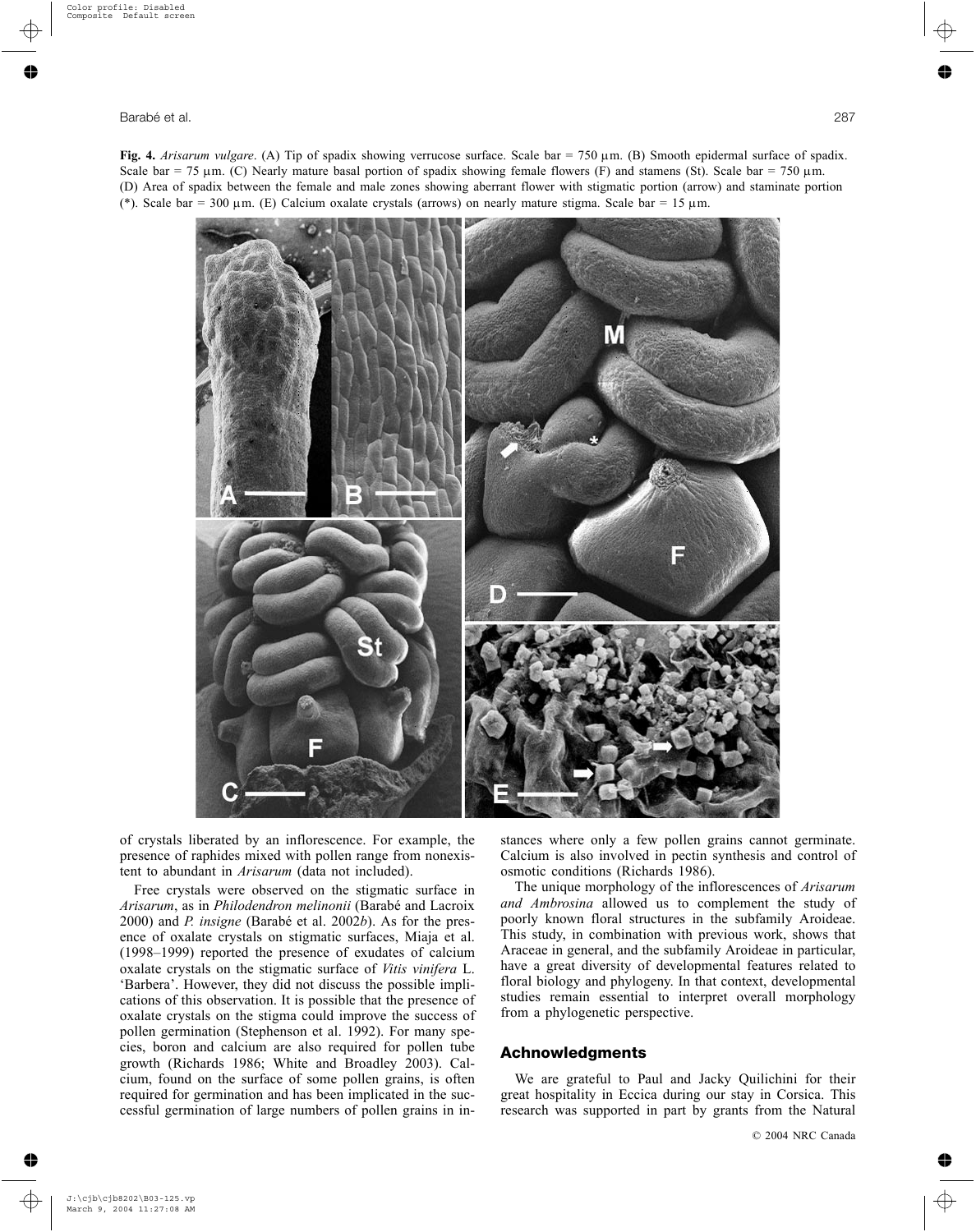**Fig. 4.** *Arisarum vulgare*. (A) Tip of spadix showing verrucose surface. Scale bar = 750 μm. (B) Smooth epidermal surface of spadix. Scale bar = 75 μm. (C) Nearly mature basal portion of spadix showing female flowers (F) and stamens (St). Scale bar = 750 μm. (D) Area of spadix between the female and male zones showing aberrant flower with stigmatic portion (arrow) and staminate portion (*). Scale bar = 300 μm. (E) Calcium oxalate crystals (arrows) on nearly mature stigma. Scale bar = 15 μm.

of crystals liberated by an inflorescence. For example, the presence of raphides mixed with pollen range from nonexistent to abundant in *Arisarum* (data not included).

Free crystals were observed on the stigmatic surface in *Arisarum*, as in *Philodendron melinonii* (Barabé and Lacroix 2000) and *P. insigne* (Barabé et al. 2002*b*). As for the presence of oxalate crystals on stigmatic surfaces, Miaja et al. (1998–1999) reported the presence of exudates of calcium oxalate crystals on the stigmatic surface of *Vitis vinifera* L. 'Barbera'. However, they did not discuss the possible implications of this observation. It is possible that the presence of oxalate crystals on the stigma could improve the success of pollen germination (Stephenson et al. 1992). For many species, boron and calcium are also required for pollen tube growth (Richards 1986; White and Broadley 2003). Calcium, found on the surface of some pollen grains, is often required for germination and has been implicated in the successful germination of large numbers of pollen grains in instances where only a few pollen grains cannot germinate. Calcium is also involved in pectin synthesis and control of osmotic conditions (Richards 1986).

The unique morphology of the inflorescences of *Arisarum and Ambrosina* allowed us to complement the study of poorly known floral structures in the subfamily Aroideae. This study, in combination with previous work, shows that Araceae in general, and the subfamily Aroideae in particular, have a great diversity of developmental features related to floral biology and phylogeny. In that context, developmental studies remain essential to interpret overall morphology from a phylogenetic perspective.

## Achnowledgments

We are grateful to Paul and Jacky Quilichini for their great hospitality in Eccica during our stay in Corsica. This research was supported in part by grants from the Natural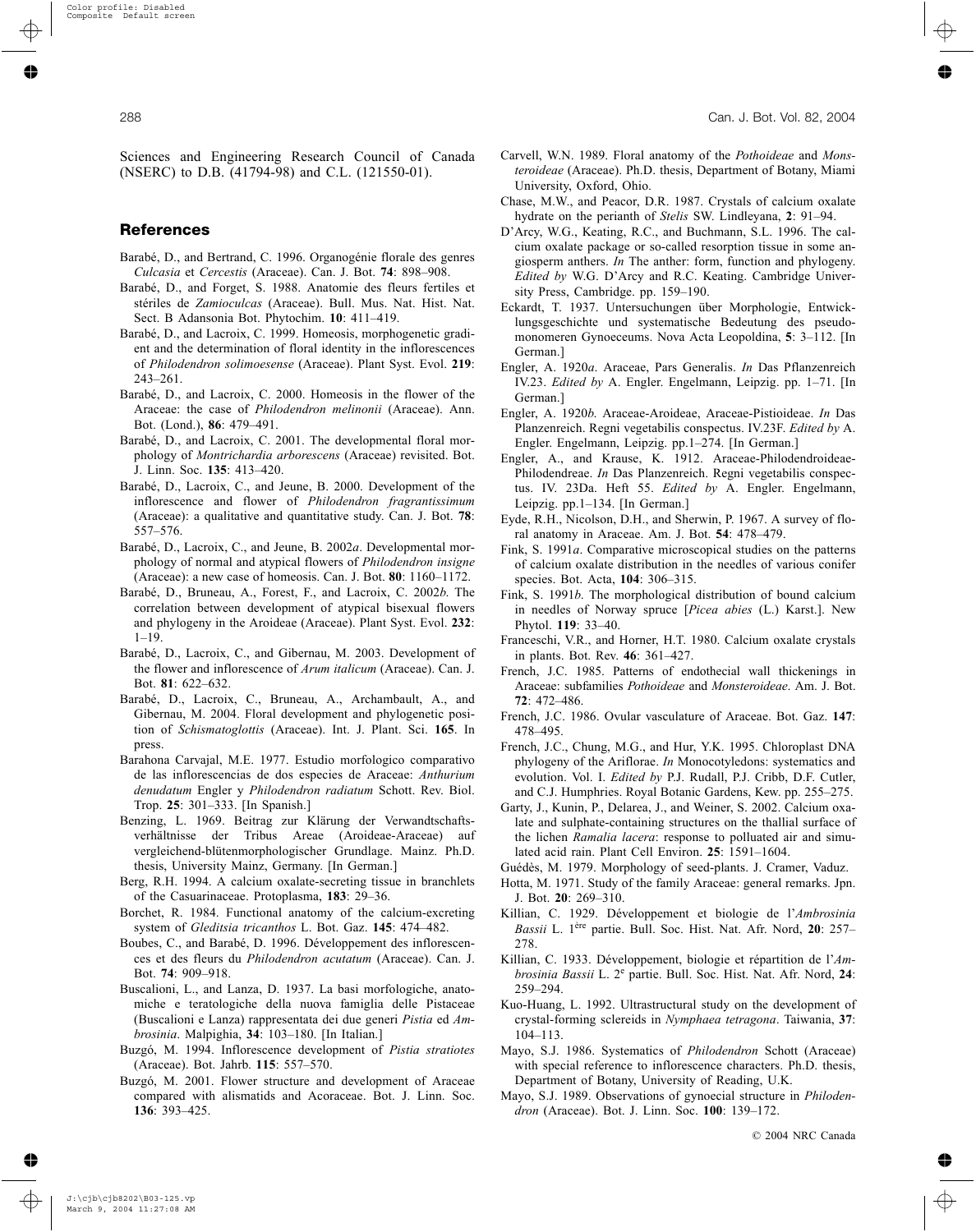Sciences and Engineering Research Council of Canada (NSERC) to D.B. (41794-98) and C.L. (121550-01).

## References

Barabé, D., and Bertrand, C. 1996. Organogénie florale des genres *Culcasia* et *Cercestis* (Araceae). Can. J. Bot. **74**: 898–908.

Barabé, D., and Forget, S. 1988. Anatomie des fleurs fertiles et stériles de *Zamioculcas* (Araceae). Bull. Mus. Nat. Hist. Nat. Sect. B Adansonia Bot. Phytochim. **10**: 411–419.

Barabé, D., and Lacroix, C. 1999. Homeosis, morphogenetic gradient and the determination of floral identity in the inflorescences of *Philodendron solimoesense* (Araceae). Plant Syst. Evol. **219**: 243–261.

Barabé, D., and Lacroix, C. 2000. Homeosis in the flower of the Araceae: the case of *Philodendron melinonii* (Araceae). Ann. Bot. (Lond.), **86**: 479–491.

Barabé, D., and Lacroix, C. 2001. The developmental floral morphology of *Montrichardia arborescens* (Araceae) revisited. Bot. J. Linn. Soc. **135**: 413–420.

Barabé, D., Lacroix, C., and Jeune, B. 2000. Development of the inflorescence and flower of *Philodendron fragrantissimum* (Araceae): a qualitative and quantitative study. Can. J. Bot. **78**: 557–576.

Barabé, D., Lacroix, C., and Jeune, B. 2002*a*. Developmental morphology of normal and atypical flowers of *Philodendron insigne* (Araceae): a new case of homeosis. Can. J. Bot. **80**: 1160–1172.

Barabé, D., Bruneau, A., Forest, F., and Lacroix, C. 2002*b*. The correlation between development of atypical bisexual flowers and phylogeny in the Aroideae (Araceae). Plant Syst. Evol. **232**: 1–19.

Barabé, D., Lacroix, C., and Gibernau, M. 2003. Development of the flower and inflorescence of *Arum italicum* (Araceae). Can. J. Bot. **81**: 622–632.

Barabé, D., Lacroix, C., Bruneau, A., Archambault, A., and Gibernau, M. 2004. Floral development and phylogenetic position of *Schismatoglottis* (Araceae). Int. J. Plant. Sci. **165**. In press.

Barahona Carvajal, M.E. 1977. Estudio morfologico comparativo de las inflorescencias de dos especies de Araceae: *Anthurium denudatum* Engler y *Philodendron radiatum* Schott. Rev. Biol. Trop. **25**: 301–333. [In Spanish.]

Benzing, L. 1969. Beitrag zur Klärung der Verwandtschaftsverhältnisse der Tribus Areae (Aroideae-Araceae) auf vergleichend-blütenmorphologischer Grundlage. Mainz. Ph.D. thesis, University Mainz, Germany. [In German.]

Berg, R.H. 1994. A calcium oxalate-secreting tissue in branchlets of the Casuarinaceae. Protoplasma, **183**: 29–36.

Borchet, R. 1984. Functional anatomy of the calcium-excreting system of *Gleditsia tricanthos* L. Bot. Gaz. **145**: 474–482.

Boubes, C., and Barabé, D. 1996. Développement des inflorescences et des fleurs du *Philodendron acutatum* (Araceae). Can. J. Bot. **74**: 909–918.

Buscalioni, L., and Lanza, D. 1937. La basi morfologiche, anatomiche e teratologiche della nuova famiglia delle Pistaceae (Buscalioni e Lanza) rappresentata dei due generi *Pistia* ed *Ambrosinia*. Malpighia, **34**: 103–180. [In Italian.]

Buzgó, M. 1994. Inflorescence development of *Pistia stratiotes* (Araceae). Bot. Jahrb. **115**: 557–570.

Buzgó, M. 2001. Flower structure and development of Araceae compared with alismatids and Acoraceae. Bot. J. Linn. Soc. **136**: 393–425.

Carvell, W.N. 1989. Floral anatomy of the *Pothoideae* and *Monsteroideae* (Araceae). Ph.D. thesis, Department of Botany, Miami University, Oxford, Ohio.

Chase, M.W., and Peacor, D.R. 1987. Crystals of calcium oxalate hydrate on the perianth of *Stelis* SW. Lindleyana, **2**: 91–94.

D'Arcy, W.G., Keating, R.C., and Buchmann, S.L. 1996. The calcium oxalate package or so-called resorption tissue in some angiosperm anthers. *In* The anther: form, function and phylogeny. *Edited by* W.G. D'Arcy and R.C. Keating. Cambridge University Press, Cambridge. pp. 159–190.

Eckardt, T. 1937. Untersuchungen über Morphologie, Entwicklungsgeschichte und systematische Bedeutung des pseudomonomeren Gynoeceums. Nova Acta Leopoldina, **5**: 3–112. [In German.]

Engler, A. 1920*a*. Araceae, Pars Generalis. *In* Das Pflanzenreich IV.23. *Edited by* A. Engler. Engelmann, Leipzig. pp. 1–71. [In German.]

Engler, A. 1920*b*. Araceae-Aroideae, Araceae-Pistioideae. *In* Das Planzenreich. Regni vegetabilis conspectus. IV.23F. *Edited by* A. Engler. Engelmann, Leipzig. pp.1–274. [In German.]

Engler, A., and Krause, K. 1912. Araceae-Philodendroideae-Philodendreae. *In* Das Planzenreich. Regni vegetabilis conspectus. IV. 23Da. Heft 55. *Edited by* A. Engler. Engelmann, Leipzig. pp.1–134. [In German.]

Eyde, R.H., Nicolson, D.H., and Sherwin, P. 1967. A survey of floral anatomy in Araceae. Am. J. Bot. **54**: 478–479.

Fink, S. 1991*a*. Comparative microscopical studies on the patterns of calcium oxalate distribution in the needles of various conifer species. Bot. Acta, **104**: 306–315.

Fink, S. 1991*b*. The morphological distribution of bound calcium in needles of Norway spruce [*Picea abies* (L.) Karst.]. New Phytol. **119**: 33–40.

Franceschi, V.R., and Horner, H.T. 1980. Calcium oxalate crystals in plants. Bot. Rev. **46**: 361–427.

French, J.C. 1985. Patterns of endothecial wall thickenings in Araceae: subfamilies *Pothoideae* and *Monsteroideae*. Am. J. Bot. **72**: 472–486.

French, J.C. 1986. Ovular vasculature of Araceae. Bot. Gaz. **147**: 478–495.

French, J.C., Chung, M.G., and Hur, Y.K. 1995. Chloroplast DNA phylogeny of the Ariflorae. *In* Monocotyledons: systematics and evolution. Vol. I. *Edited by* P.J. Rudall, P.J. Cribb, D.F. Cutler, and C.J. Humphries. Royal Botanic Gardens, Kew. pp. 255–275.

Garty, J., Kunin, P., Delarea, J., and Weiner, S. 2002. Calcium oxalate and sulphate-containing structures on the thallial surface of the lichen *Ramalia lacera*: response to polluated air and simulated acid rain. Plant Cell Environ. **25**: 1591–1604.

Guédès, M. 1979. Morphology of seed-plants. J. Cramer, Vaduz.

Hotta, M. 1971. Study of the family Araceae: general remarks. Jpn. J. Bot. **20**: 269–310.

Killian, C. 1929. Développement et biologie de l'*Ambrosinia Bassii* L. 1ère partie. Bull. Soc. Hist. Nat. Afr. Nord, **20**: 257–278.

Killian, C. 1933. Développement, biologie et répartition de l'*Ambrosinia Bassii* L. 2e partie. Bull. Soc. Hist. Nat. Afr. Nord, **24**: 259–294.

Kuo-Huang, L. 1992. Ultrastructural study on the development of crystal-forming sclereids in *Nymphaea tetragona*. Taiwania, **37**: 104–113.

Mayo, S.J. 1986. Systematics of *Philodendron* Schott (Araceae) with special reference to inflorescence characters. Ph.D. thesis, Department of Botany, University of Reading, U.K.

Mayo, S.J. 1989. Observations of gynoecial structure in *Philodendron* (Araceae). Bot. J. Linn. Soc. **100**: 139–172.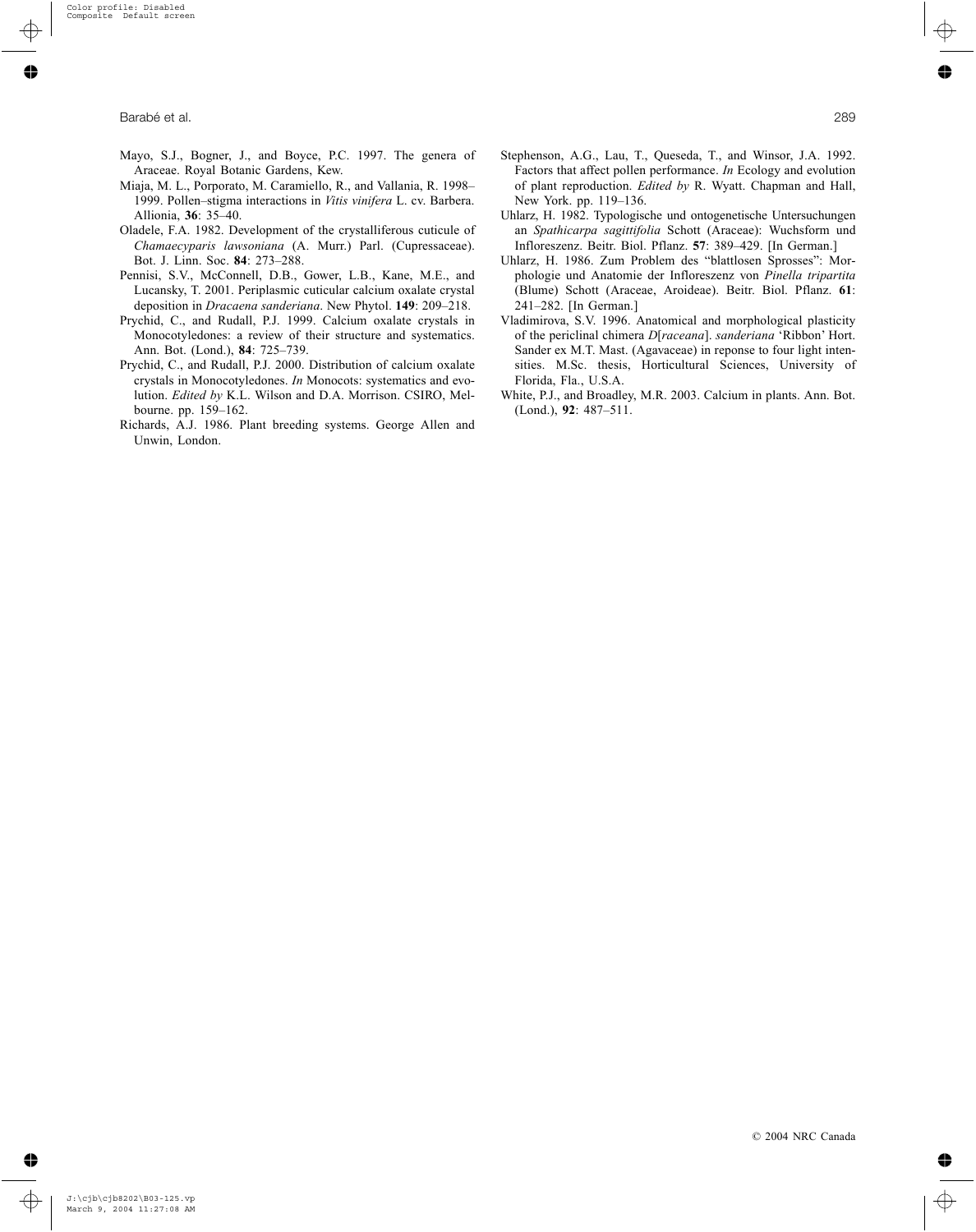Mayo, S.J., Bogner, J., and Boyce, P.C. 1997. The genera of Araceae. Royal Botanic Gardens, Kew.

Miaja, M. L., Porporato, M. Caramiello, R., and Vallania, R. 1998–1999. Pollen–stigma interactions in *Vitis vinifera* L. cv. Barbera. Allionia, **36**: 35–40.

Oladele, F.A. 1982. Development of the crystalliferous cuticule of *Chamaecyparis lawsoniana* (A. Murr.) Parl. (Cupressaceae). Bot. J. Linn. Soc. **84**: 273–288.

Pennisi, S.V., McConnell, D.B., Gower, L.B., Kane, M.E., and Lucansky, T. 2001. Periplasmic cuticular calcium oxalate crystal deposition in *Dracaena sanderiana*. New Phytol. **149**: 209–218.

Prychid, C., and Rudall, P.J. 1999. Calcium oxalate crystals in Monocotyledones: a review of their structure and systematics. Ann. Bot. (Lond.), **84**: 725–739.

Prychid, C., and Rudall, P.J. 2000. Distribution of calcium oxalate crystals in Monocotyledones. *In* Monocots: systematics and evolution. *Edited by* K.L. Wilson and D.A. Morrison. CSIRO, Melbourne. pp. 159–162.

Richards, A.J. 1986. Plant breeding systems. George Allen and Unwin, London.

Stephenson, A.G., Lau, T., Queseda, T., and Winsor, J.A. 1992. Factors that affect pollen performance. *In* Ecology and evolution of plant reproduction. *Edited by* R. Wyatt. Chapman and Hall, New York. pp. 119–136.

Uhlarz, H. 1982. Typologische und ontogenetische Untersuchungen an *Spathicarpa sagittifolia* Schott (Araceae): Wuchsform und Infloreszenz. Beitr. Biol. Pflanz. **57**: 389–429. [In German.]

Uhlarz, H. 1986. Zum Problem des "blattlosen Sprosses": Morphologie und Anatomie der Infloreszenz von *Pinella tripartita* (Blume) Schott (Araceae, Aroideae). Beitr. Biol. Pflanz. **61**: 241–282. [In German.]

Vladimirova, S.V. 1996. Anatomical and morphological plasticity of the periclinal chimera *D*[*raceana*]. *sanderiana* 'Ribbon' Hort. Sander ex M.T. Mast. (Agavaceae) in reponse to four light intensities. M.Sc. thesis, Horticultural Sciences, University of Florida, Fla., U.S.A.

White, P.J., and Broadley, M.R. 2003. Calcium in plants. Ann. Bot. (Lond.), **92**: 487–511.